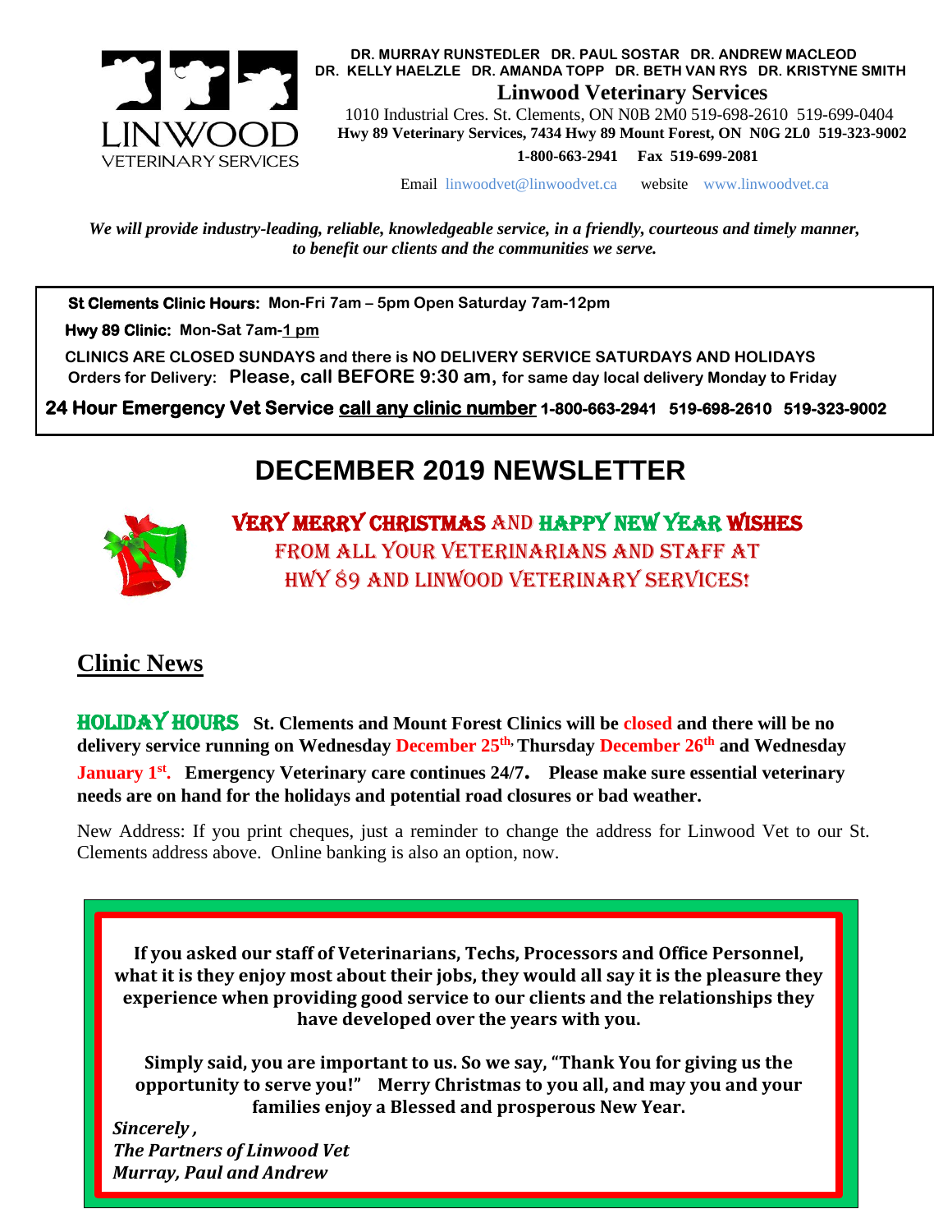**DR. MURRAY RUNSTEDLER DR. PAUL SOSTAR DR. ANDREW MACLEOD**
**DR. KELLY HAELZLE DR. AMANDA TOPP DR. BETH VAN RYS DR. KRISTYNE SMITH**

**Linwood Veterinary Services**

1010 Industrial Cres. St. Clements, ON N0B 2M0 519-698-2610 519-699-0404
**Hwy 89 Veterinary Services, 7434 Hwy 89 Mount Forest, ON N0G 2L0 519-323-9002**
**1-800-663-2941 Fax 519-699-2081**

Email linwoodvet@linwoodvet.ca website www.linwoodvet.ca

***We will provide industry-leading, reliable, knowledgeable service, in a friendly, courteous and timely manner, to benefit our clients and the communities we serve.***

**St Clements Clinic Hours: Mon-Fri 7am – 5pm Open Saturday 7am-12pm**

**Hwy 89 Clinic: Mon-Sat 7am-1 pm**

**CLINICS ARE CLOSED SUNDAYS and there is NO DELIVERY SERVICE SATURDAYS AND HOLIDAYS**
**Orders for Delivery: Please, call BEFORE 9:30 am, for same day local delivery Monday to Friday**

**24 Hour Emergency Vet Service call any clinic number 1-800-663-2941 519-698-2610 519-323-9002**

# DECEMBER 2019 NEWSLETTER

VERY MERRY CHRISTMAS AND HAPPY NEW YEAR WISHES
FROM ALL YOUR VETERINARIANS AND STAFF AT
HWY 89 AND LINWOOD VETERINARY SERVICES!

## Clinic News

**HOLIDAY HOURS St. Clements and Mount Forest Clinics will be closed and there will be no delivery service running on Wednesday December 25th, Thursday December 26th and Wednesday January 1st. Emergency Veterinary care continues 24/7. Please make sure essential veterinary needs are on hand for the holidays and potential road closures or bad weather.**

New Address: If you print cheques, just a reminder to change the address for Linwood Vet to our St. Clements address above. Online banking is also an option, now.

**If you asked our staff of Veterinarians, Techs, Processors and Office Personnel, what it is they enjoy most about their jobs, they would all say it is the pleasure they experience when providing good service to our clients and the relationships they have developed over the years with you.**

**Simply said, you are important to us. So we say, "Thank You for giving us the opportunity to serve you!" Merry Christmas to you all, and may you and your families enjoy a Blessed and prosperous New Year.**

***Sincerely ,***
***The Partners of Linwood Vet***
***Murray, Paul and Andrew***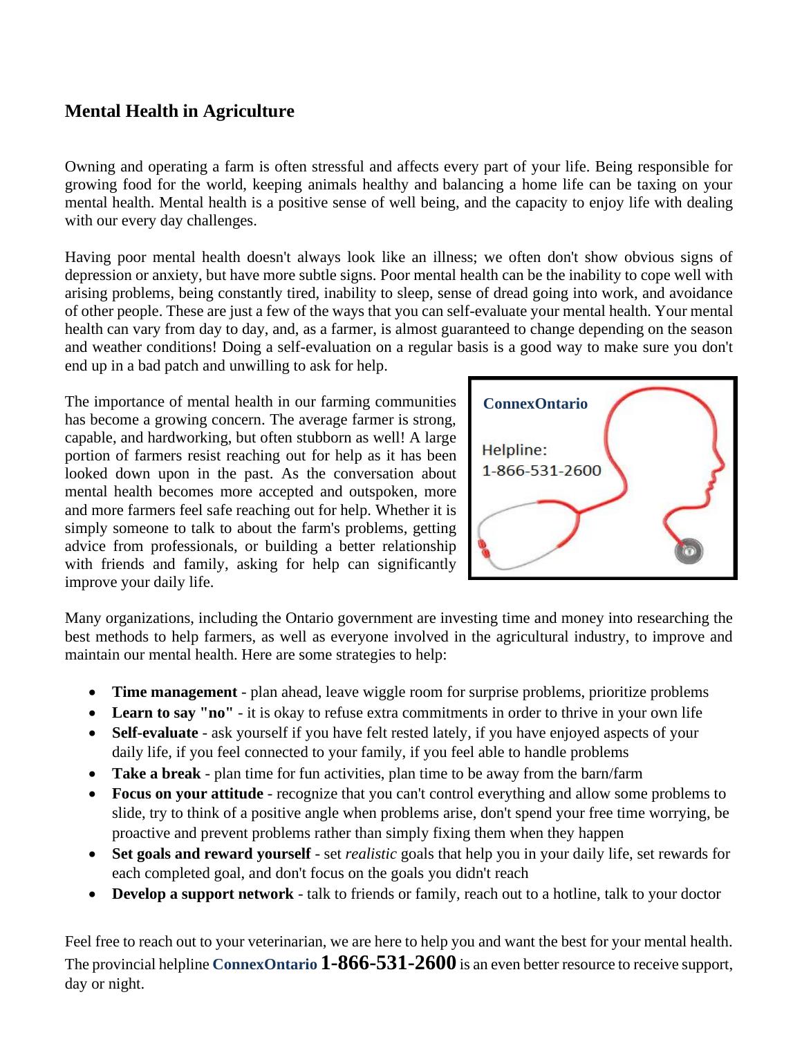## Mental Health in Agriculture

Owning and operating a farm is often stressful and affects every part of your life. Being responsible for growing food for the world, keeping animals healthy and balancing a home life can be taxing on your mental health. Mental health is a positive sense of well being, and the capacity to enjoy life with dealing with our every day challenges.

Having poor mental health doesn't always look like an illness; we often don't show obvious signs of depression or anxiety, but have more subtle signs. Poor mental health can be the inability to cope well with arising problems, being constantly tired, inability to sleep, sense of dread going into work, and avoidance of other people. These are just a few of the ways that you can self-evaluate your mental health. Your mental health can vary from day to day, and, as a farmer, is almost guaranteed to change depending on the season and weather conditions! Doing a self-evaluation on a regular basis is a good way to make sure you don't end up in a bad patch and unwilling to ask for help.

The importance of mental health in our farming communities has become a growing concern. The average farmer is strong, capable, and hardworking, but often stubborn as well! A large portion of farmers resist reaching out for help as it has been looked down upon in the past. As the conversation about mental health becomes more accepted and outspoken, more and more farmers feel safe reaching out for help. Whether it is simply someone to talk to about the farm's problems, getting advice from professionals, or building a better relationship with friends and family, asking for help can significantly improve your daily life.

**ConnexOntario**

Helpline:
1-866-531-2600

Many organizations, including the Ontario government are investing time and money into researching the best methods to help farmers, as well as everyone involved in the agricultural industry, to improve and maintain our mental health. Here are some strategies to help:

- **Time management** - plan ahead, leave wiggle room for surprise problems, prioritize problems
- **Learn to say "no"** - it is okay to refuse extra commitments in order to thrive in your own life
- **Self-evaluate** - ask yourself if you have felt rested lately, if you have enjoyed aspects of your daily life, if you feel connected to your family, if you feel able to handle problems
- **Take a break** - plan time for fun activities, plan time to be away from the barn/farm
- **Focus on your attitude** - recognize that you can't control everything and allow some problems to slide, try to think of a positive angle when problems arise, don't spend your free time worrying, be proactive and prevent problems rather than simply fixing them when they happen
- **Set goals and reward yourself** - set *realistic* goals that help you in your daily life, set rewards for each completed goal, and don't focus on the goals you didn't reach
- **Develop a support network** - talk to friends or family, reach out to a hotline, talk to your doctor

Feel free to reach out to your veterinarian, we are here to help you and want the best for your mental health. The provincial helpline **ConnexOntario** **1-866-531-2600** is an even better resource to receive support, day or night.